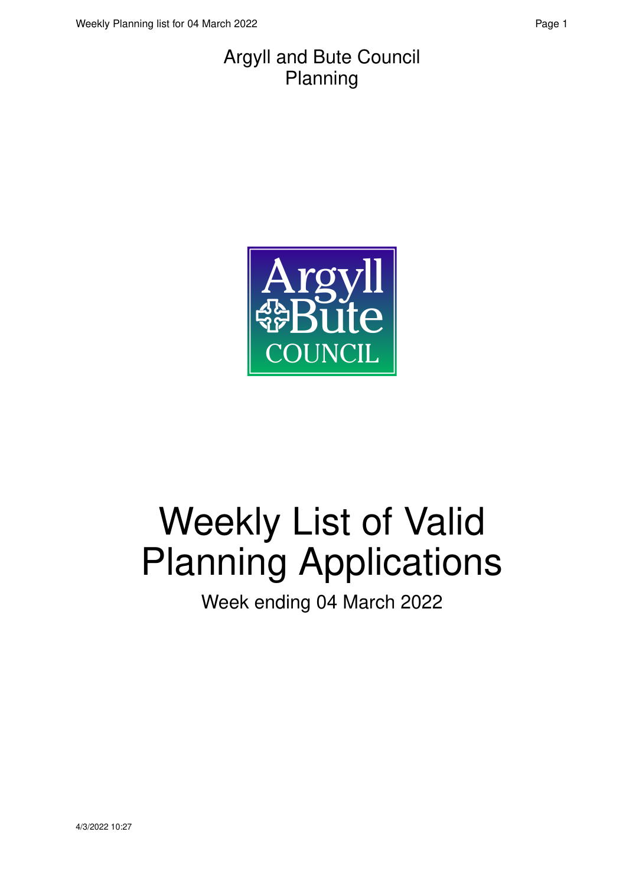Argyll and Bute Council
Planning

# Weekly List of Valid Planning Applications

Week ending 04 March 2022

4/3/2022 10:27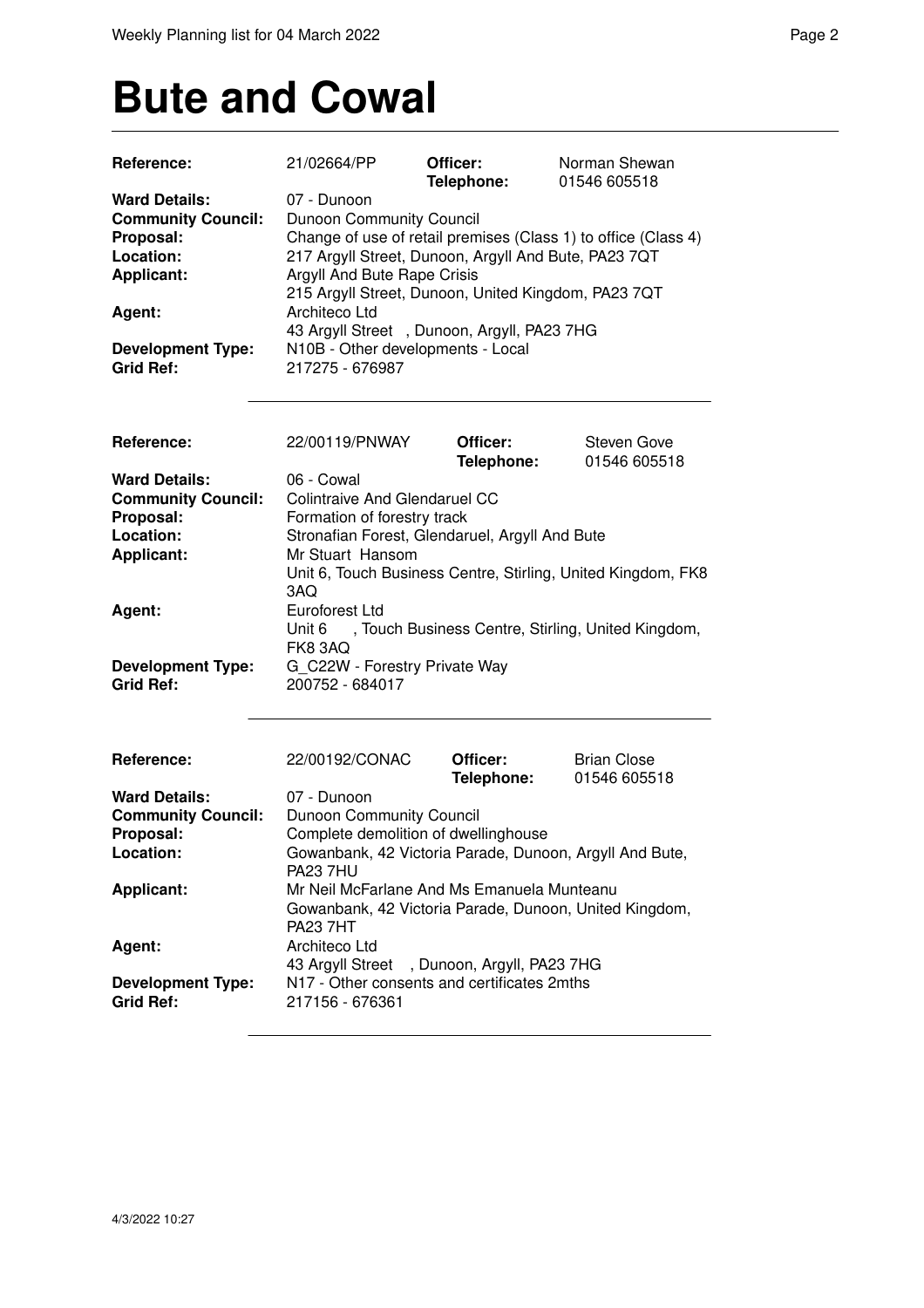# Bute and Cowal

| | | | |
|---|---|---|---|
| **Reference:** | 21/02664/PP | **Officer:** **Telephone:** | Norman Shewan 01546 605518 |
| **Ward Details:** | 07 - Dunoon | | |
| **Community Council:** | Dunoon Community Council | | |
| **Proposal:** | Change of use of retail premises (Class 1) to office (Class 4) | | |
| **Location:** | 217 Argyll Street, Dunoon, Argyll And Bute, PA23 7QT | | |
| **Applicant:** | Argyll And Bute Rape Crisis 215 Argyll Street, Dunoon, United Kingdom, PA23 7QT | | |
| **Agent:** | Architeco Ltd 43 Argyll Street , Dunoon, Argyll, PA23 7HG | | |
| **Development Type:** | N10B - Other developments - Local | | |
| **Grid Ref:** | 217275 - 676987 | | |

---

| | | | |
|---|---|---|---|
| **Reference:** | 22/00119/PNWAY | **Officer:** **Telephone:** | Steven Gove 01546 605518 |
| **Ward Details:** | 06 - Cowal | | |
| **Community Council:** | Colintraive And Glendaruel CC | | |
| **Proposal:** | Formation of forestry track | | |
| **Location:** | Stronafian Forest, Glendaruel, Argyll And Bute | | |
| **Applicant:** | Mr Stuart Hansom Unit 6, Touch Business Centre, Stirling, United Kingdom, FK8 3AQ | | |
| **Agent:** | Euroforest Ltd Unit 6 , Touch Business Centre, Stirling, United Kingdom, FK8 3AQ | | |
| **Development Type:** | G_C22W - Forestry Private Way | | |
| **Grid Ref:** | 200752 - 684017 | | |

---

| | | | |
|---|---|---|---|
| **Reference:** | 22/00192/CONAC | **Officer:** **Telephone:** | Brian Close 01546 605518 |
| **Ward Details:** | 07 - Dunoon | | |
| **Community Council:** | Dunoon Community Council | | |
| **Proposal:** | Complete demolition of dwellinghouse | | |
| **Location:** | Gowanbank, 42 Victoria Parade, Dunoon, Argyll And Bute, PA23 7HU | | |
| **Applicant:** | Mr Neil McFarlane And Ms Emanuela Munteanu Gowanbank, 42 Victoria Parade, Dunoon, United Kingdom, PA23 7HT | | |
| **Agent:** | Architeco Ltd 43 Argyll Street , Dunoon, Argyll, PA23 7HG | | |
| **Development Type:** | N17 - Other consents and certificates 2mths | | |
| **Grid Ref:** | 217156 - 676361 | | |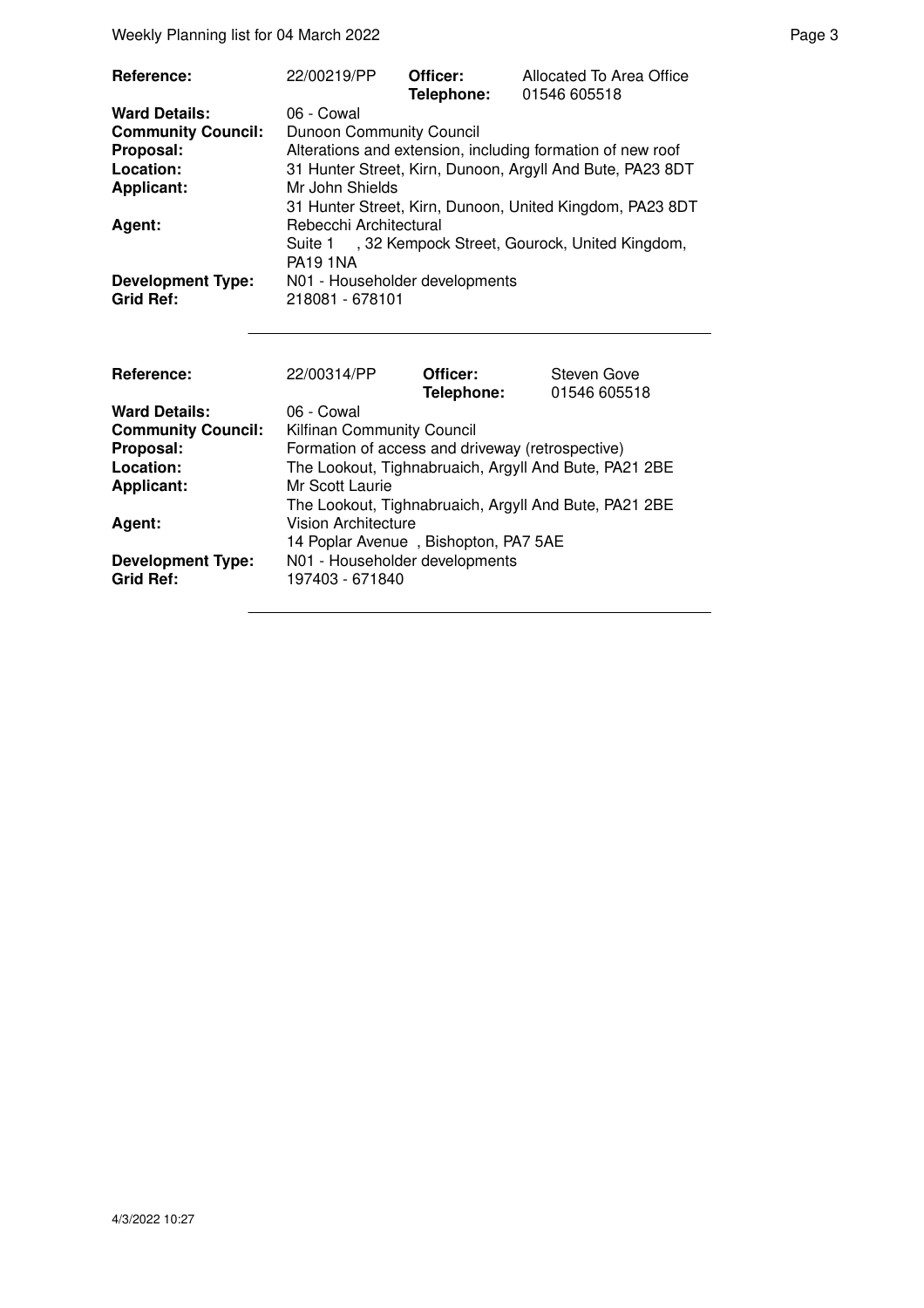| Reference: | 22/00219/PP | Officer: Telephone: | Allocated To Area Office 01546 605518 |
|---|---|---|---|
| **Ward Details:** | 06 - Cowal | | |
| **Community Council:** | Dunoon Community Council | | |
| **Proposal:** | Alterations and extension, including formation of new roof | | |
| **Location:** | 31 Hunter Street, Kirn, Dunoon, Argyll And Bute, PA23 8DT | | |
| **Applicant:** | Mr John Shields<br>31 Hunter Street, Kirn, Dunoon, United Kingdom, PA23 8DT | | |
| **Agent:** | Rebecchi Architectural<br>Suite 1 , 32 Kempock Street, Gourock, United Kingdom, PA19 1NA | | |
| **Development Type:** | N01 - Householder developments | | |
| **Grid Ref:** | 218081 - 678101 | | |

| Reference: | 22/00314/PP | Officer: Telephone: | Steven Gove 01546 605518 |
|---|---|---|---|
| **Ward Details:** | 06 - Cowal | | |
| **Community Council:** | Kilfinan Community Council | | |
| **Proposal:** | Formation of access and driveway (retrospective) | | |
| **Location:** | The Lookout, Tighnabruaich, Argyll And Bute, PA21 2BE | | |
| **Applicant:** | Mr Scott Laurie<br>The Lookout, Tighnabruaich, Argyll And Bute, PA21 2BE | | |
| **Agent:** | Vision Architecture<br>14 Poplar Avenue , Bishopton, PA7 5AE | | |
| **Development Type:** | N01 - Householder developments | | |
| **Grid Ref:** | 197403 - 671840 | | |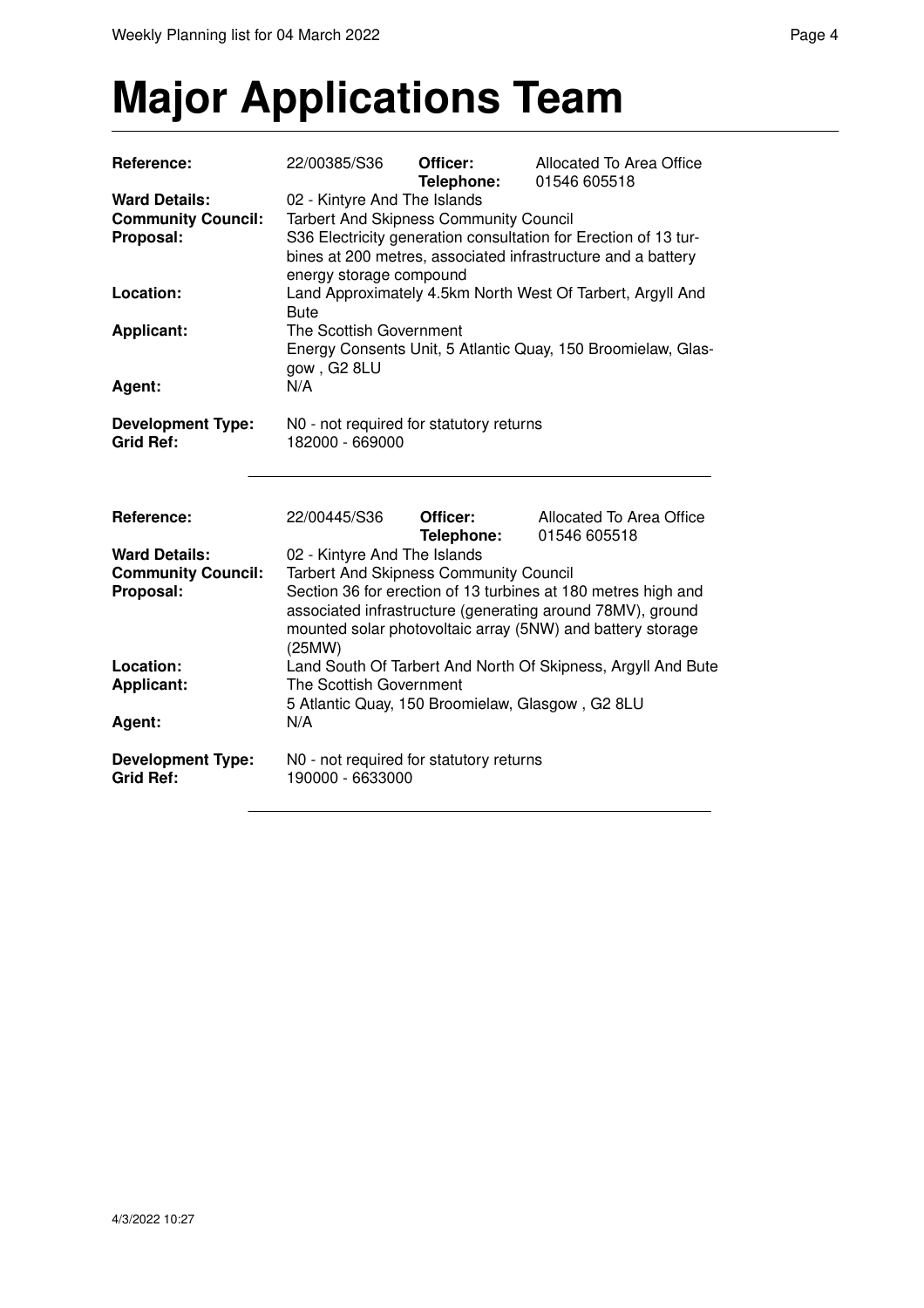# Major Applications Team

| | | | |
|---|---|---|---|
| **Reference:** | 22/00385/S36 | **Officer:** **Telephone:** | Allocated To Area Office 01546 605518 |
| **Ward Details:** | 02 - Kintyre And The Islands | | |
| **Community Council:** | Tarbert And Skipness Community Council | | |
| **Proposal:** | S36 Electricity generation consultation for Erection of 13 turbines at 200 metres, associated infrastructure and a battery energy storage compound | | |
| **Location:** | Land Approximately 4.5km North West Of Tarbert, Argyll And Bute | | |
| **Applicant:** | The Scottish Government Energy Consents Unit, 5 Atlantic Quay, 150 Broomielaw, Glasgow , G2 8LU | | |
| **Agent:** | N/A | | |
| **Development Type:** | N0 - not required for statutory returns | | |
| **Grid Ref:** | 182000 - 669000 | | |

| | | | |
|---|---|---|---|
| **Reference:** | 22/00445/S36 | **Officer:** **Telephone:** | Allocated To Area Office 01546 605518 |
| **Ward Details:** | 02 - Kintyre And The Islands | | |
| **Community Council:** | Tarbert And Skipness Community Council | | |
| **Proposal:** | Section 36 for erection of 13 turbines at 180 metres high and associated infrastructure (generating around 78MV), ground mounted solar photovoltaic array (5NW) and battery storage (25MW) | | |
| **Location:** | Land South Of Tarbert And North Of Skipness, Argyll And Bute | | |
| **Applicant:** | The Scottish Government 5 Atlantic Quay, 150 Broomielaw, Glasgow , G2 8LU | | |
| **Agent:** | N/A | | |
| **Development Type:** | N0 - not required for statutory returns | | |
| **Grid Ref:** | 190000 - 6633000 | | |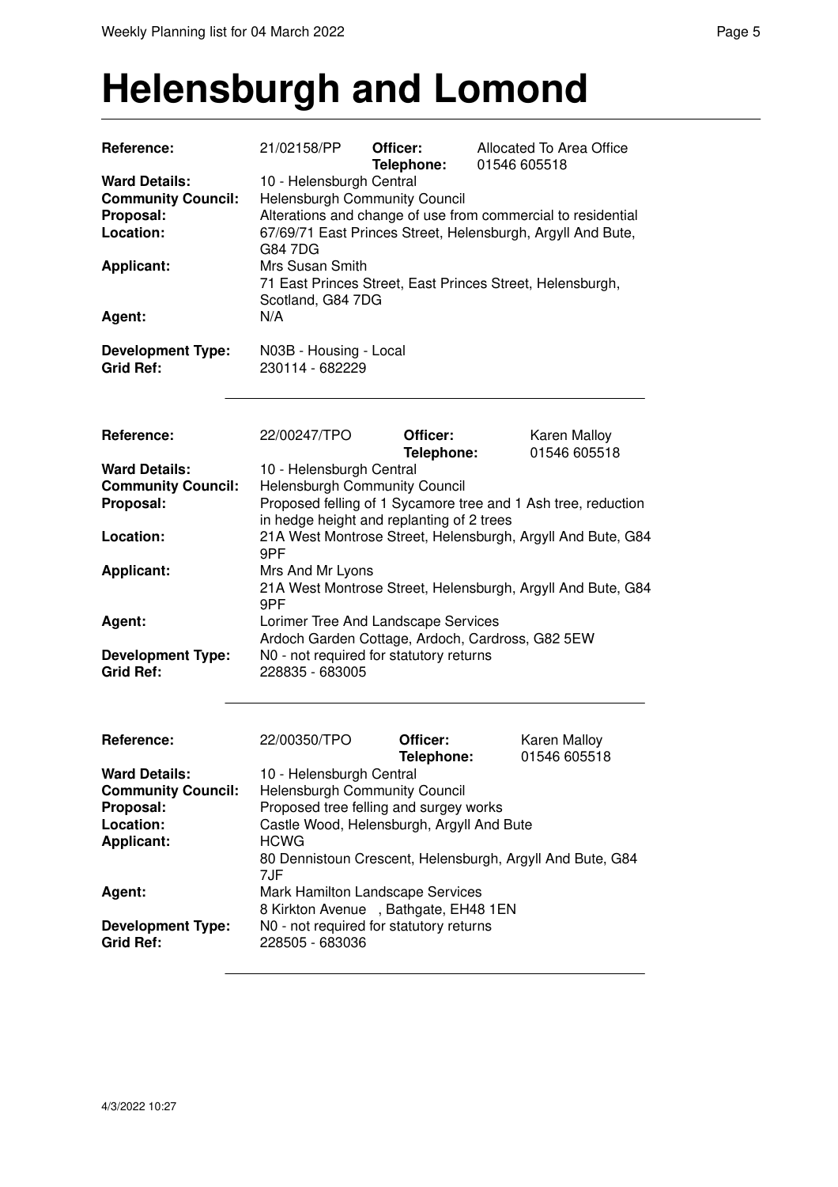# Helensburgh and Lomond

| | | | |
|---|---|---|---|
| **Reference:** | 21/02158/PP | **Officer:** | Allocated To Area Office |
| | | **Telephone:** | 01546 605518 |
| **Ward Details:** | 10 - Helensburgh Central | | |
| **Community Council:** | Helensburgh Community Council | | |
| **Proposal:** | Alterations and change of use from commercial to residential | | |
| **Location:** | 67/69/71 East Princes Street, Helensburgh, Argyll And Bute, G84 7DG | | |
| **Applicant:** | Mrs Susan Smith<br>71 East Princes Street, East Princes Street, Helensburgh, Scotland, G84 7DG | | |
| **Agent:** | N/A | | |
| **Development Type:** | N03B - Housing - Local | | |
| **Grid Ref:** | 230114 - 682229 | | |

| | | | |
|---|---|---|---|
| **Reference:** | 22/00247/TPO | **Officer:** | Karen Malloy |
| | | **Telephone:** | 01546 605518 |
| **Ward Details:** | 10 - Helensburgh Central | | |
| **Community Council:** | Helensburgh Community Council | | |
| **Proposal:** | Proposed felling of 1 Sycamore tree and 1 Ash tree, reduction in hedge height and replanting of 2 trees | | |
| **Location:** | 21A West Montrose Street, Helensburgh, Argyll And Bute, G84 9PF | | |
| **Applicant:** | Mrs And Mr Lyons<br>21A West Montrose Street, Helensburgh, Argyll And Bute, G84 9PF | | |
| **Agent:** | Lorimer Tree And Landscape Services<br>Ardoch Garden Cottage, Ardoch, Cardross, G82 5EW | | |
| **Development Type:** | N0 - not required for statutory returns | | |
| **Grid Ref:** | 228835 - 683005 | | |

| | | | |
|---|---|---|---|
| **Reference:** | 22/00350/TPO | **Officer:** | Karen Malloy |
| | | **Telephone:** | 01546 605518 |
| **Ward Details:** | 10 - Helensburgh Central | | |
| **Community Council:** | Helensburgh Community Council | | |
| **Proposal:** | Proposed tree felling and surgey works | | |
| **Location:** | Castle Wood, Helensburgh, Argyll And Bute | | |
| **Applicant:** | HCWG<br>80 Dennistoun Crescent, Helensburgh, Argyll And Bute, G84 7JF | | |
| **Agent:** | Mark Hamilton Landscape Services<br>8 Kirkton Avenue , Bathgate, EH48 1EN | | |
| **Development Type:** | N0 - not required for statutory returns | | |
| **Grid Ref:** | 228505 - 683036 | | |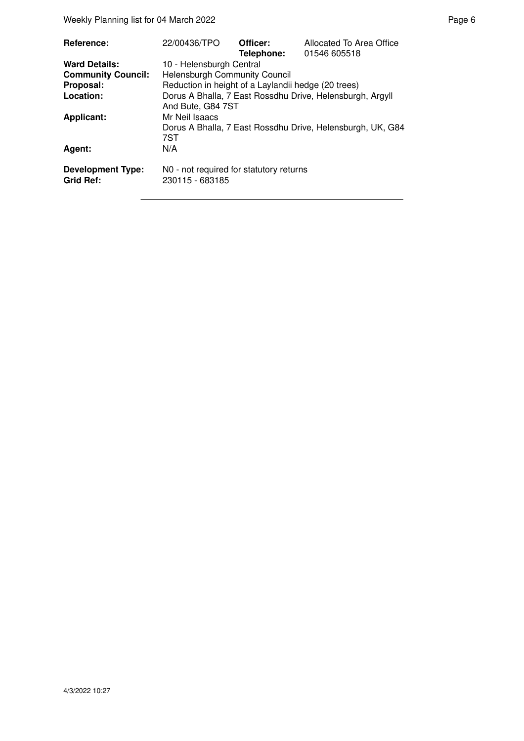| | | | |
|---|---|---|---|
| **Reference:** | 22/00436/TPO | **Officer:** | Allocated To Area Office |
| | | **Telephone:** | 01546 605518 |
| **Ward Details:** | 10 - Helensburgh Central | | |
| **Community Council:** | Helensburgh Community Council | | |
| **Proposal:** | Reduction in height of a Laylandii hedge (20 trees) | | |
| **Location:** | Dorus A Bhalla, 7 East Rossdhu Drive, Helensburgh, Argyll And Bute, G84 7ST | | |
| **Applicant:** | Mr Neil Isaacs<br>Dorus A Bhalla, 7 East Rossdhu Drive, Helensburgh, UK, G84 7ST | | |
| **Agent:** | N/A | | |
| **Development Type:** | N0 - not required for statutory returns | | |
| **Grid Ref:** | 230115 - 683185 | | |

4/3/2022 10:27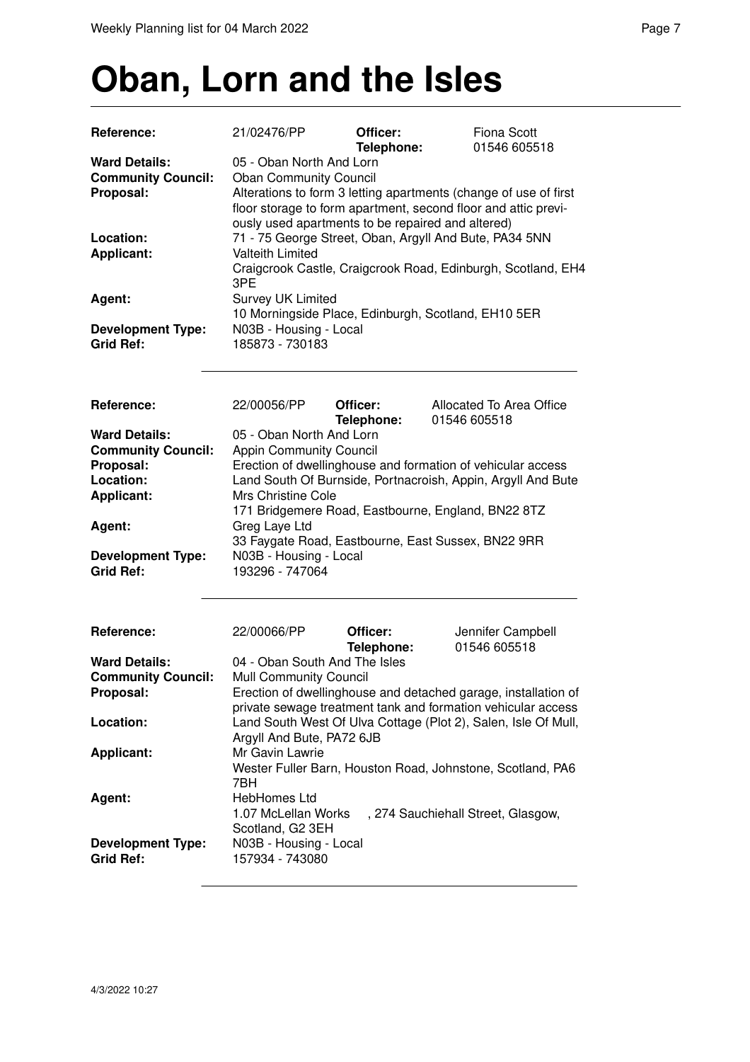# Oban, Lorn and the Isles

| | | | |
|---|---|---|---|
| **Reference:** | 21/02476/PP | **Officer:** | Fiona Scott |
| | | **Telephone:** | 01546 605518 |
| **Ward Details:** | 05 - Oban North And Lorn | | |
| **Community Council:** | Oban Community Council | | |
| **Proposal:** | Alterations to form 3 letting apartments (change of use of first floor storage to form apartment, second floor and attic previously used apartments to be repaired and altered) | | |
| **Location:** | 71 - 75 George Street, Oban, Argyll And Bute, PA34 5NN | | |
| **Applicant:** | Valteith Limited<br>Craigcrook Castle, Craigcrook Road, Edinburgh, Scotland, EH4 3PE | | |
| **Agent:** | Survey UK Limited<br>10 Morningside Place, Edinburgh, Scotland, EH10 5ER | | |
| **Development Type:** | N03B - Housing - Local | | |
| **Grid Ref:** | 185873 - 730183 | | |

| | | | |
|---|---|---|---|
| **Reference:** | 22/00056/PP | **Officer:** | Allocated To Area Office |
| | | **Telephone:** | 01546 605518 |
| **Ward Details:** | 05 - Oban North And Lorn | | |
| **Community Council:** | Appin Community Council | | |
| **Proposal:** | Erection of dwellinghouse and formation of vehicular access | | |
| **Location:** | Land South Of Burnside, Portnacroish, Appin, Argyll And Bute | | |
| **Applicant:** | Mrs Christine Cole<br>171 Bridgemere Road, Eastbourne, England, BN22 8TZ | | |
| **Agent:** | Greg Laye Ltd<br>33 Faygate Road, Eastbourne, East Sussex, BN22 9RR | | |
| **Development Type:** | N03B - Housing - Local | | |
| **Grid Ref:** | 193296 - 747064 | | |

| | | | |
|---|---|---|---|
| **Reference:** | 22/00066/PP | **Officer:** | Jennifer Campbell |
| | | **Telephone:** | 01546 605518 |
| **Ward Details:** | 04 - Oban South And The Isles | | |
| **Community Council:** | Mull Community Council | | |
| **Proposal:** | Erection of dwellinghouse and detached garage, installation of private sewage treatment tank and formation vehicular access | | |
| **Location:** | Land South West Of Ulva Cottage (Plot 2), Salen, Isle Of Mull, Argyll And Bute, PA72 6JB | | |
| **Applicant:** | Mr Gavin Lawrie<br>Wester Fuller Barn, Houston Road, Johnstone, Scotland, PA6 7BH | | |
| **Agent:** | HebHomes Ltd<br>1.07 McLellan Works , 274 Sauchiehall Street, Glasgow, Scotland, G2 3EH | | |
| **Development Type:** | N03B - Housing - Local | | |
| **Grid Ref:** | 157934 - 743080 | | |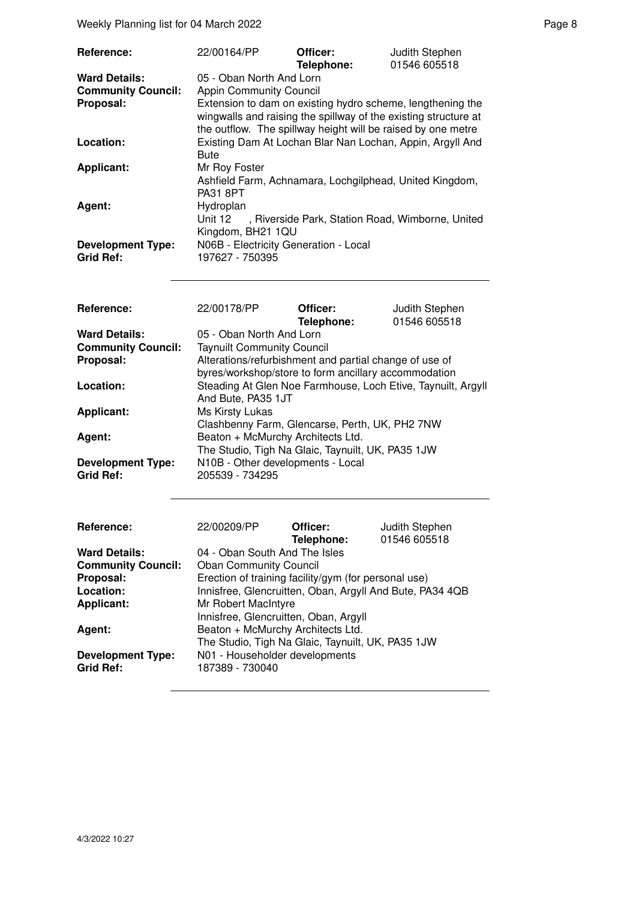| | | | |
|---|---|---|---|
| **Reference:** | 22/00164/PP | **Officer:** **Telephone:** | Judith Stephen 01546 605518 |
| **Ward Details:** | 05 - Oban North And Lorn | | |
| **Community Council:** | Appin Community Council | | |
| **Proposal:** | Extension to dam on existing hydro scheme, lengthening the wingwalls and raising the spillway of the existing structure at the outflow. The spillway height will be raised by one metre | | |
| **Location:** | Existing Dam At Lochan Blar Nan Lochan, Appin, Argyll And Bute | | |
| **Applicant:** | Mr Roy Foster Ashfield Farm, Achnamara, Lochgilphead, United Kingdom, PA31 8PT | | |
| **Agent:** | Hydroplan Unit 12 , Riverside Park, Station Road, Wimborne, United Kingdom, BH21 1QU | | |
| **Development Type:** | N06B - Electricity Generation - Local | | |
| **Grid Ref:** | 197627 - 750395 | | |

| | | | |
|---|---|---|---|
| **Reference:** | 22/00178/PP | **Officer:** **Telephone:** | Judith Stephen 01546 605518 |
| **Ward Details:** | 05 - Oban North And Lorn | | |
| **Community Council:** | Taynuilt Community Council | | |
| **Proposal:** | Alterations/refurbishment and partial change of use of byres/workshop/store to form ancillary accommodation | | |
| **Location:** | Steading At Glen Noe Farmhouse, Loch Etive, Taynuilt, Argyll And Bute, PA35 1JT | | |
| **Applicant:** | Ms Kirsty Lukas Clashbenny Farm, Glencarse, Perth, UK, PH2 7NW | | |
| **Agent:** | Beaton + McMurchy Architects Ltd. The Studio, Tigh Na Glaic, Taynuilt, UK, PA35 1JW | | |
| **Development Type:** | N10B - Other developments - Local | | |
| **Grid Ref:** | 205539 - 734295 | | |

| | | | |
|---|---|---|---|
| **Reference:** | 22/00209/PP | **Officer:** **Telephone:** | Judith Stephen 01546 605518 |
| **Ward Details:** | 04 - Oban South And The Isles | | |
| **Community Council:** | Oban Community Council | | |
| **Proposal:** | Erection of training facility/gym (for personal use) | | |
| **Location:** | Innisfree, Glencruitten, Oban, Argyll And Bute, PA34 4QB | | |
| **Applicant:** | Mr Robert MacIntyre Innisfree, Glencruitten, Oban, Argyll | | |
| **Agent:** | Beaton + McMurchy Architects Ltd. The Studio, Tigh Na Glaic, Taynuilt, UK, PA35 1JW | | |
| **Development Type:** | N01 - Householder developments | | |
| **Grid Ref:** | 187389 - 730040 | | |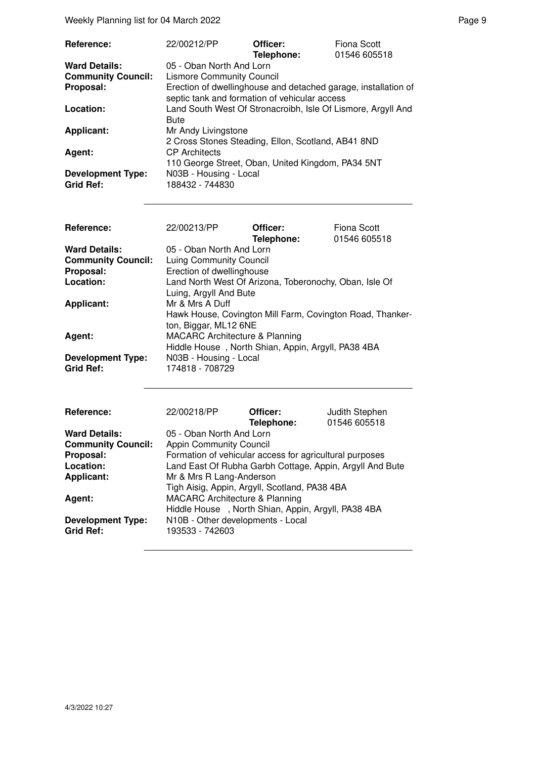| Reference: | 22/00212/PP | Officer: | Fiona Scott |
|---|---|---|---|
| | | Telephone: | 01546 605518 |
| **Ward Details:** | 05 - Oban North And Lorn | | |
| **Community Council:** | Lismore Community Council | | |
| **Proposal:** | Erection of dwellinghouse and detached garage, installation of septic tank and formation of vehicular access | | |
| **Location:** | Land South West Of Stronacroibh, Isle Of Lismore, Argyll And Bute | | |
| **Applicant:** | Mr Andy Livingstone<br>2 Cross Stones Steading, Ellon, Scotland, AB41 8ND | | |
| **Agent:** | CP Architects<br>110 George Street, Oban, United Kingdom, PA34 5NT | | |
| **Development Type:** | N03B - Housing - Local | | |
| **Grid Ref:** | 188432 - 744830 | | |

| Reference: | 22/00213/PP | Officer: | Fiona Scott |
|---|---|---|---|
| | | Telephone: | 01546 605518 |
| **Ward Details:** | 05 - Oban North And Lorn | | |
| **Community Council:** | Luing Community Council | | |
| **Proposal:** | Erection of dwellinghouse | | |
| **Location:** | Land North West Of Arizona, Toberonochy, Oban, Isle Of Luing, Argyll And Bute | | |
| **Applicant:** | Mr & Mrs A Duff<br>Hawk House, Covington Mill Farm, Covington Road, Thankerton, Biggar, ML12 6NE | | |
| **Agent:** | MACARC Architecture & Planning<br>Hiddle House , North Shian, Appin, Argyll, PA38 4BA | | |
| **Development Type:** | N03B - Housing - Local | | |
| **Grid Ref:** | 174818 - 708729 | | |

| Reference: | 22/00218/PP | Officer: | Judith Stephen |
|---|---|---|---|
| | | Telephone: | 01546 605518 |
| **Ward Details:** | 05 - Oban North And Lorn | | |
| **Community Council:** | Appin Community Council | | |
| **Proposal:** | Formation of vehicular access for agricultural purposes | | |
| **Location:** | Land East Of Rubha Garbh Cottage, Appin, Argyll And Bute | | |
| **Applicant:** | Mr & Mrs R Lang-Anderson<br>Tigh Aisig, Appin, Argyll, Scotland, PA38 4BA | | |
| **Agent:** | MACARC Architecture & Planning<br>Hiddle House , North Shian, Appin, Argyll, PA38 4BA | | |
| **Development Type:** | N10B - Other developments - Local | | |
| **Grid Ref:** | 193533 - 742603 | | |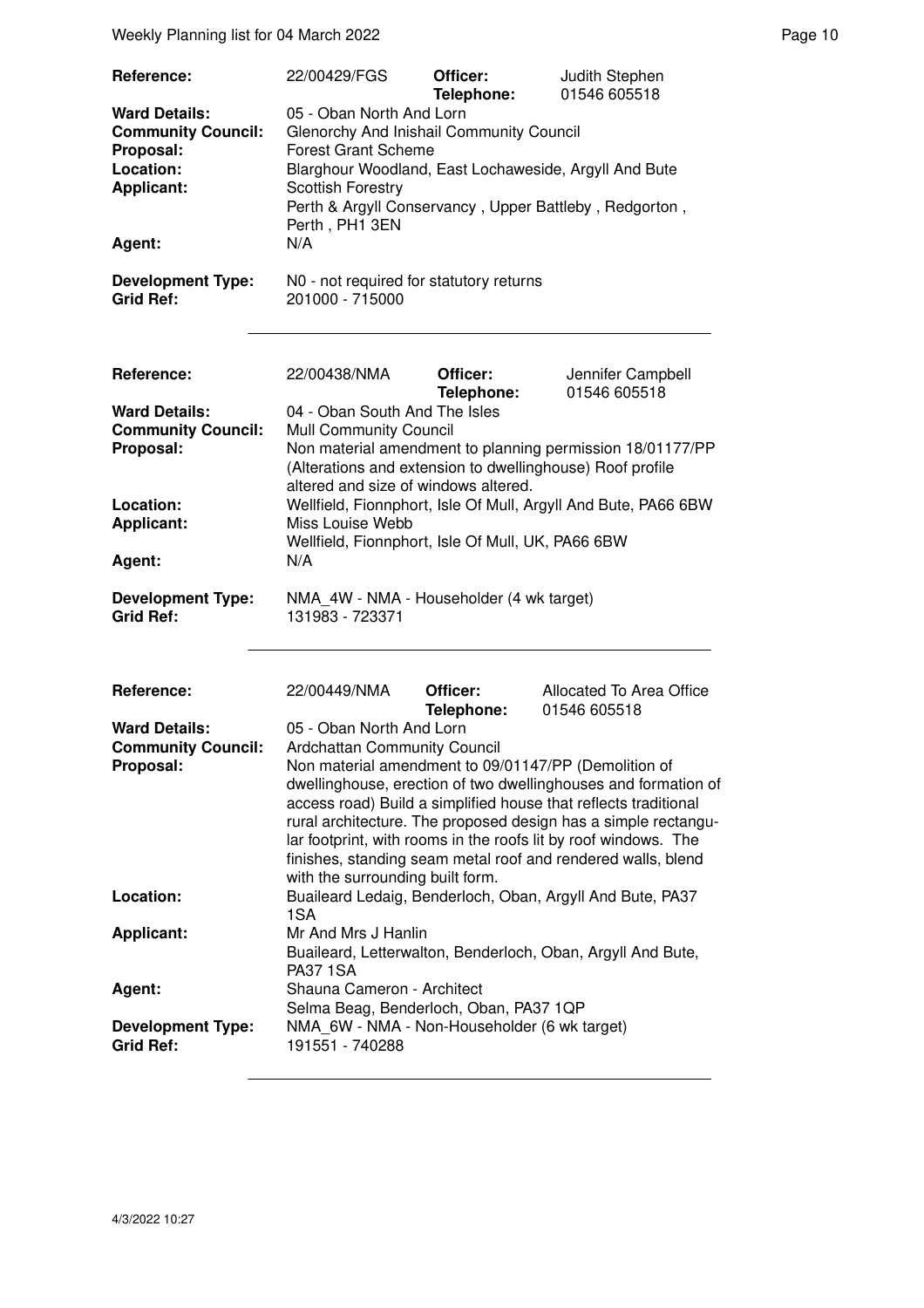| | | | |
|---|---|---|---|
| **Reference:** | 22/00429/FGS | **Officer:** **Telephone:** | Judith Stephen 01546 605518 |
| **Ward Details:** | 05 - Oban North And Lorn | | |
| **Community Council:** | Glenorchy And Inishail Community Council | | |
| **Proposal:** | Forest Grant Scheme | | |
| **Location:** | Blarghour Woodland, East Lochaweside, Argyll And Bute | | |
| **Applicant:** | Scottish Forestry Perth & Argyll Conservancy , Upper Battleby , Redgorton , Perth , PH1 3EN | | |
| **Agent:** | N/A | | |
| **Development Type:** | N0 - not required for statutory returns | | |
| **Grid Ref:** | 201000 - 715000 | | |

| | | | |
|---|---|---|---|
| **Reference:** | 22/00438/NMA | **Officer:** **Telephone:** | Jennifer Campbell 01546 605518 |
| **Ward Details:** | 04 - Oban South And The Isles | | |
| **Community Council:** | Mull Community Council | | |
| **Proposal:** | Non material amendment to planning permission 18/01177/PP (Alterations and extension to dwellinghouse) Roof profile altered and size of windows altered. | | |
| **Location:** | Wellfield, Fionnphort, Isle Of Mull, Argyll And Bute, PA66 6BW | | |
| **Applicant:** | Miss Louise Webb Wellfield, Fionnphort, Isle Of Mull, UK, PA66 6BW | | |
| **Agent:** | N/A | | |
| **Development Type:** | NMA_4W - NMA - Householder (4 wk target) | | |
| **Grid Ref:** | 131983 - 723371 | | |

| | | | |
|---|---|---|---|
| **Reference:** | 22/00449/NMA | **Officer:** **Telephone:** | Allocated To Area Office 01546 605518 |
| **Ward Details:** | 05 - Oban North And Lorn | | |
| **Community Council:** | Ardchattan Community Council | | |
| **Proposal:** | Non material amendment to 09/01147/PP (Demolition of dwellinghouse, erection of two dwellinghouses and formation of access road) Build a simplified house that reflects traditional rural architecture. The proposed design has a simple rectangular footprint, with rooms in the roofs lit by roof windows. The finishes, standing seam metal roof and rendered walls, blend with the surrounding built form. | | |
| **Location:** | Buaileard Ledaig, Benderloch, Oban, Argyll And Bute, PA37 1SA | | |
| **Applicant:** | Mr And Mrs J Hanlin Buaileard, Letterwalton, Benderloch, Oban, Argyll And Bute, PA37 1SA | | |
| **Agent:** | Shauna Cameron - Architect Selma Beag, Benderloch, Oban, PA37 1QP | | |
| **Development Type:** | NMA_6W - NMA - Non-Householder (6 wk target) | | |
| **Grid Ref:** | 191551 - 740288 | | |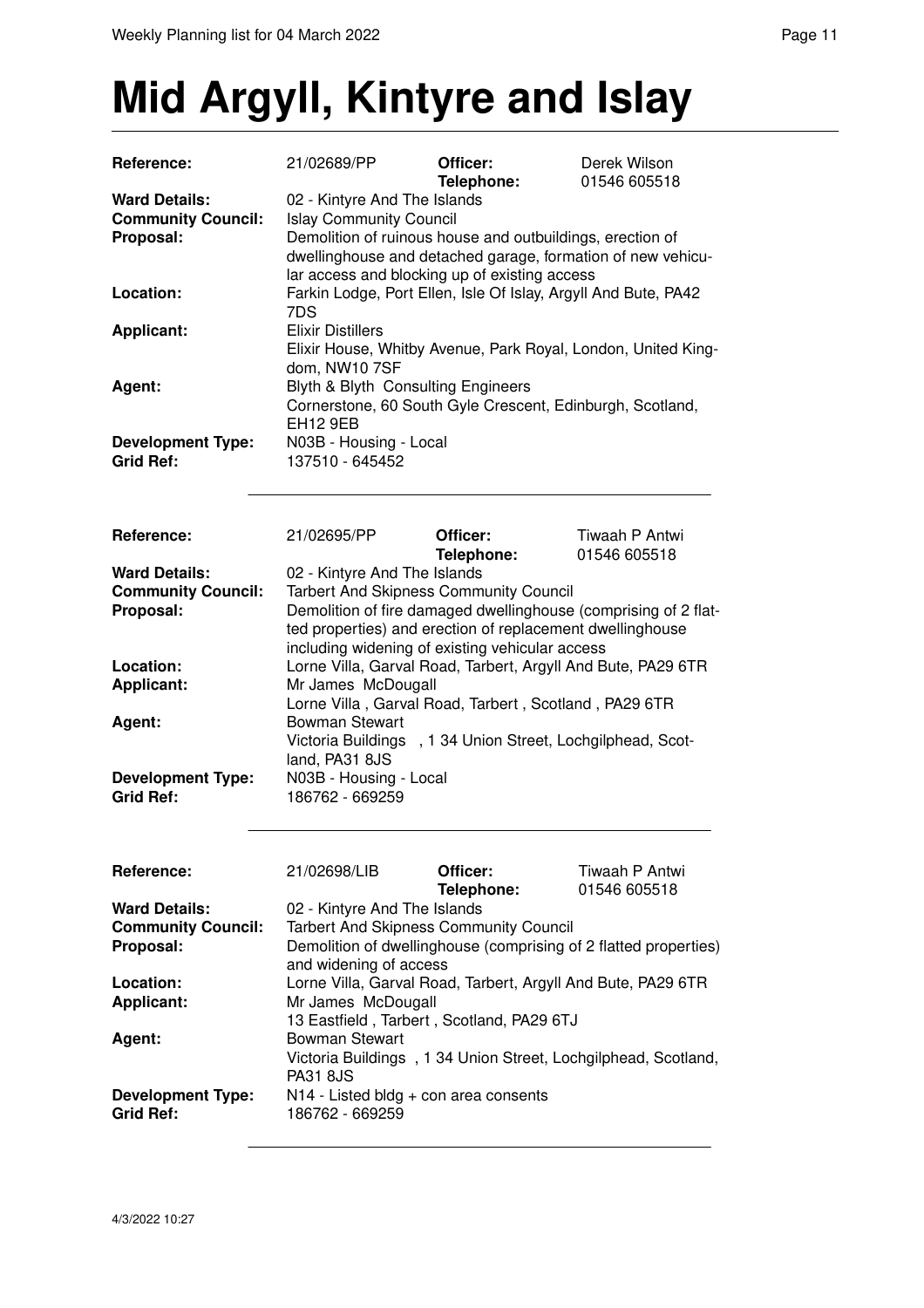# Mid Argyll, Kintyre and Islay

| | | | |
|---|---|---|---|
| **Reference:** | 21/02689/PP | **Officer:** **Telephone:** | Derek Wilson 01546 605518 |
| **Ward Details:** | 02 - Kintyre And The Islands | | |
| **Community Council:** | Islay Community Council | | |
| **Proposal:** | Demolition of ruinous house and outbuildings, erection of dwellinghouse and detached garage, formation of new vehicular access and blocking up of existing access | | |
| **Location:** | Farkin Lodge, Port Ellen, Isle Of Islay, Argyll And Bute, PA42 7DS | | |
| **Applicant:** | Elixir Distillers Elixir House, Whitby Avenue, Park Royal, London, United Kingdom, NW10 7SF | | |
| **Agent:** | Blyth & Blyth Consulting Engineers Cornerstone, 60 South Gyle Crescent, Edinburgh, Scotland, EH12 9EB | | |
| **Development Type:** | N03B - Housing - Local | | |
| **Grid Ref:** | 137510 - 645452 | | |

---

| | | | |
|---|---|---|---|
| **Reference:** | 21/02695/PP | **Officer:** **Telephone:** | Tiwaah P Antwi 01546 605518 |
| **Ward Details:** | 02 - Kintyre And The Islands | | |
| **Community Council:** | Tarbert And Skipness Community Council | | |
| **Proposal:** | Demolition of fire damaged dwellinghouse (comprising of 2 flatted properties) and erection of replacement dwellinghouse including widening of existing vehicular access | | |
| **Location:** | Lorne Villa, Garval Road, Tarbert, Argyll And Bute, PA29 6TR | | |
| **Applicant:** | Mr James McDougall Lorne Villa , Garval Road, Tarbert , Scotland , PA29 6TR | | |
| **Agent:** | Bowman Stewart Victoria Buildings , 1 34 Union Street, Lochgilphead, Scotland, PA31 8JS | | |
| **Development Type:** | N03B - Housing - Local | | |
| **Grid Ref:** | 186762 - 669259 | | |

---

| | | | |
|---|---|---|---|
| **Reference:** | 21/02698/LIB | **Officer:** **Telephone:** | Tiwaah P Antwi 01546 605518 |
| **Ward Details:** | 02 - Kintyre And The Islands | | |
| **Community Council:** | Tarbert And Skipness Community Council | | |
| **Proposal:** | Demolition of dwellinghouse (comprising of 2 flatted properties) and widening of access | | |
| **Location:** | Lorne Villa, Garval Road, Tarbert, Argyll And Bute, PA29 6TR | | |
| **Applicant:** | Mr James McDougall 13 Eastfield , Tarbert , Scotland, PA29 6TJ | | |
| **Agent:** | Bowman Stewart Victoria Buildings , 1 34 Union Street, Lochgilphead, Scotland, PA31 8JS | | |
| **Development Type:** | N14 - Listed bldg + con area consents | | |
| **Grid Ref:** | 186762 - 669259 | | |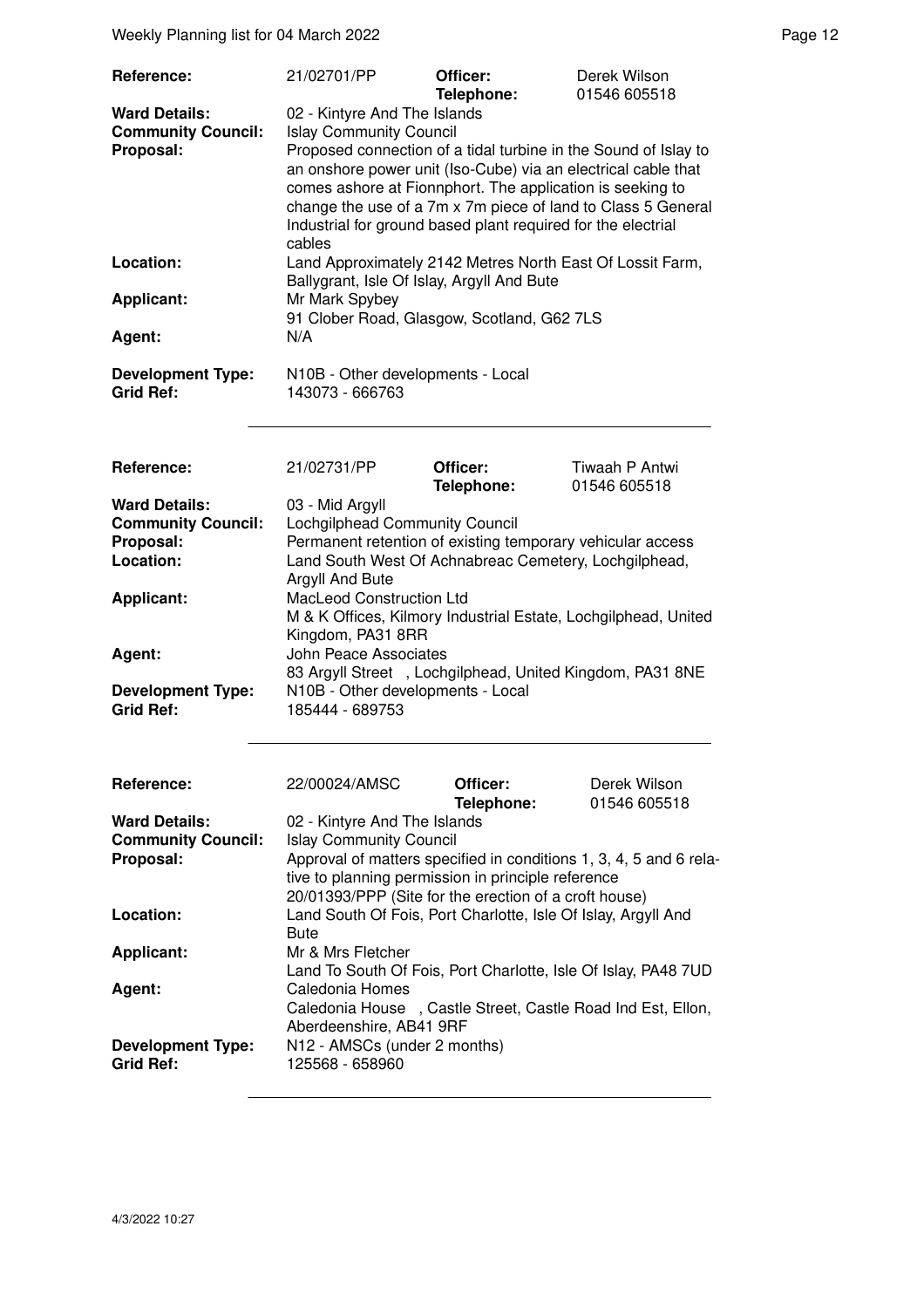| | | | |
|---|---|---|---|
| **Reference:** | 21/02701/PP | **Officer:** **Telephone:** | Derek Wilson 01546 605518 |
| **Ward Details:** | 02 - Kintyre And The Islands | | |
| **Community Council:** | Islay Community Council | | |
| **Proposal:** | Proposed connection of a tidal turbine in the Sound of Islay to an onshore power unit (Iso-Cube) via an electrical cable that comes ashore at Fionnphort. The application is seeking to change the use of a 7m x 7m piece of land to Class 5 General Industrial for ground based plant required for the electrical cables | | |
| **Location:** | Land Approximately 2142 Metres North East Of Lossit Farm, Ballygrant, Isle Of Islay, Argyll And Bute | | |
| **Applicant:** | Mr Mark Spybey 91 Clober Road, Glasgow, Scotland, G62 7LS | | |
| **Agent:** | N/A | | |
| **Development Type:** | N10B - Other developments - Local | | |
| **Grid Ref:** | 143073 - 666763 | | |

| | | | |
|---|---|---|---|
| **Reference:** | 21/02731/PP | **Officer:** **Telephone:** | Tiwaah P Antwi 01546 605518 |
| **Ward Details:** | 03 - Mid Argyll | | |
| **Community Council:** | Lochgilphead Community Council | | |
| **Proposal:** | Permanent retention of existing temporary vehicular access | | |
| **Location:** | Land South West Of Achnabreac Cemetery, Lochgilphead, Argyll And Bute | | |
| **Applicant:** | MacLeod Construction Ltd M & K Offices, Kilmory Industrial Estate, Lochgilphead, United Kingdom, PA31 8RR | | |
| **Agent:** | John Peace Associates 83 Argyll Street , Lochgilphead, United Kingdom, PA31 8NE | | |
| **Development Type:** | N10B - Other developments - Local | | |
| **Grid Ref:** | 185444 - 689753 | | |

| | | | |
|---|---|---|---|
| **Reference:** | 22/00024/AMSC | **Officer:** **Telephone:** | Derek Wilson 01546 605518 |
| **Ward Details:** | 02 - Kintyre And The Islands | | |
| **Community Council:** | Islay Community Council | | |
| **Proposal:** | Approval of matters specified in conditions 1, 3, 4, 5 and 6 relative to planning permission in principle reference 20/01393/PPP (Site for the erection of a croft house) | | |
| **Location:** | Land South Of Fois, Port Charlotte, Isle Of Islay, Argyll And Bute | | |
| **Applicant:** | Mr & Mrs Fletcher Land To South Of Fois, Port Charlotte, Isle Of Islay, PA48 7UD | | |
| **Agent:** | Caledonia Homes Caledonia House , Castle Street, Castle Road Ind Est, Ellon, Aberdeenshire, AB41 9RF | | |
| **Development Type:** | N12 - AMSCs (under 2 months) | | |
| **Grid Ref:** | 125568 - 658960 | | |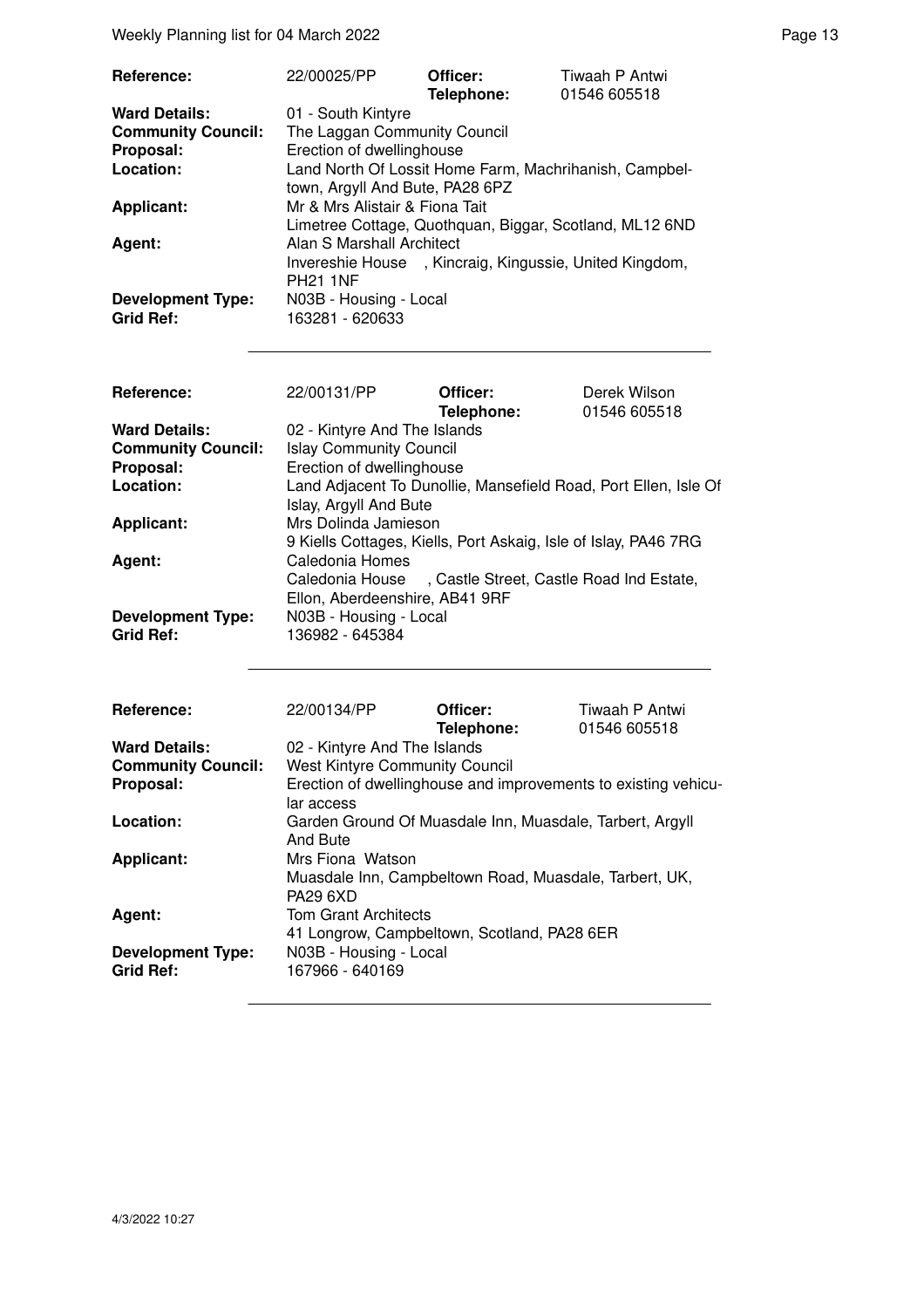| | | | |
|---|---|---|---|
| **Reference:** | 22/00025/PP | **Officer:** **Telephone:** | Tiwaah P Antwi 01546 605518 |
| **Ward Details:** | 01 - South Kintyre | | |
| **Community Council:** | The Laggan Community Council | | |
| **Proposal:** | Erection of dwellinghouse | | |
| **Location:** | Land North Of Lossit Home Farm, Machrihanish, Campbeltown, Argyll And Bute, PA28 6PZ | | |
| **Applicant:** | Mr & Mrs Alistair & Fiona Tait Limetree Cottage, Quothquan, Biggar, Scotland, ML12 6ND | | |
| **Agent:** | Alan S Marshall Architect Invereshie House , Kincraig, Kingussie, United Kingdom, PH21 1NF | | |
| **Development Type:** | N03B - Housing - Local | | |
| **Grid Ref:** | 163281 - 620633 | | |

| | | | |
|---|---|---|---|
| **Reference:** | 22/00131/PP | **Officer:** **Telephone:** | Derek Wilson 01546 605518 |
| **Ward Details:** | 02 - Kintyre And The Islands | | |
| **Community Council:** | Islay Community Council | | |
| **Proposal:** | Erection of dwellinghouse | | |
| **Location:** | Land Adjacent To Dunollie, Mansefield Road, Port Ellen, Isle Of Islay, Argyll And Bute | | |
| **Applicant:** | Mrs Dolinda Jamieson 9 Kiells Cottages, Kiells, Port Askaig, Isle of Islay, PA46 7RG | | |
| **Agent:** | Caledonia Homes Caledonia House , Castle Street, Castle Road Ind Estate, Ellon, Aberdeenshire, AB41 9RF | | |
| **Development Type:** | N03B - Housing - Local | | |
| **Grid Ref:** | 136982 - 645384 | | |

| | | | |
|---|---|---|---|
| **Reference:** | 22/00134/PP | **Officer:** **Telephone:** | Tiwaah P Antwi 01546 605518 |
| **Ward Details:** | 02 - Kintyre And The Islands | | |
| **Community Council:** | West Kintyre Community Council | | |
| **Proposal:** | Erection of dwellinghouse and improvements to existing vehicular access | | |
| **Location:** | Garden Ground Of Muasdale Inn, Muasdale, Tarbert, Argyll And Bute | | |
| **Applicant:** | Mrs Fiona Watson Muasdale Inn, Campbeltown Road, Muasdale, Tarbert, UK, PA29 6XD | | |
| **Agent:** | Tom Grant Architects 41 Longrow, Campbeltown, Scotland, PA28 6ER | | |
| **Development Type:** | N03B - Housing - Local | | |
| **Grid Ref:** | 167966 - 640169 | | |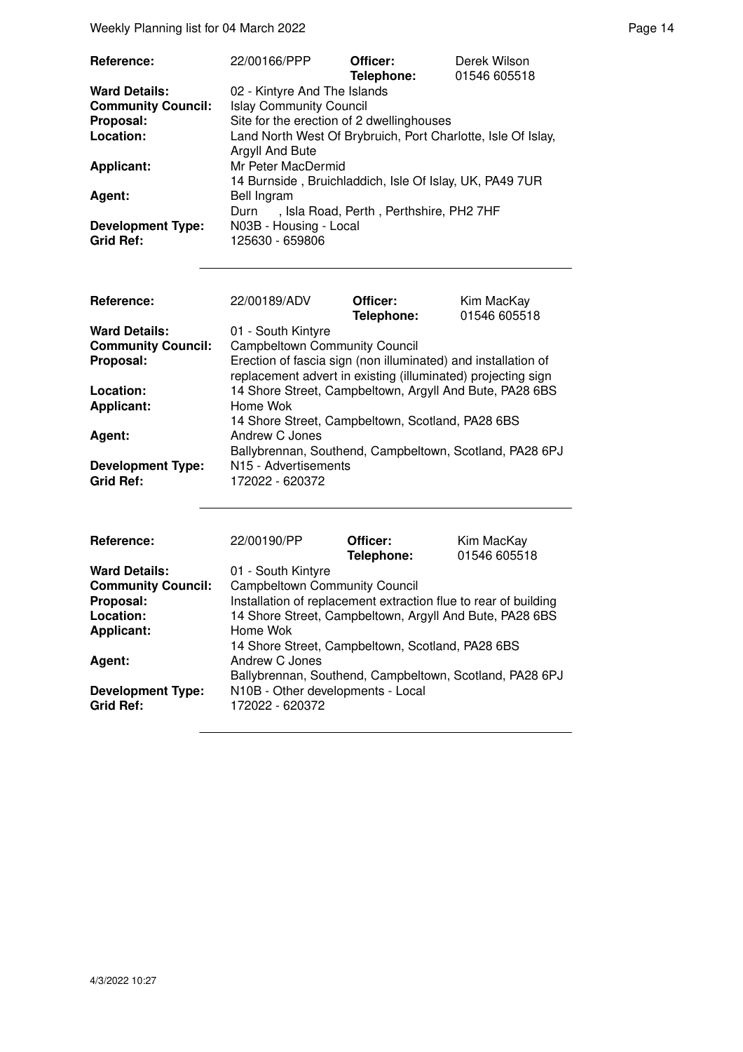| Reference: | 22/00166/PPP | Officer: Telephone: | Derek Wilson 01546 605518 |
|---|---|---|---|
| Ward Details: | 02 - Kintyre And The Islands | | |
| Community Council: | Islay Community Council | | |
| Proposal: | Site for the erection of 2 dwellinghouses | | |
| Location: | Land North West Of Brybruich, Port Charlotte, Isle Of Islay, Argyll And Bute | | |
| Applicant: | Mr Peter MacDermid<br>14 Burnside , Bruichladdich, Isle Of Islay, UK, PA49 7UR | | |
| Agent: | Bell Ingram<br>Durn , Isla Road, Perth , Perthshire, PH2 7HF | | |
| Development Type: | N03B - Housing - Local | | |
| Grid Ref: | 125630 - 659806 | | |

| Reference: | 22/00189/ADV | Officer: Telephone: | Kim MacKay 01546 605518 |
|---|---|---|---|
| Ward Details: | 01 - South Kintyre | | |
| Community Council: | Campbeltown Community Council | | |
| Proposal: | Erection of fascia sign (non illuminated) and installation of replacement advert in existing (illuminated) projecting sign | | |
| Location: | 14 Shore Street, Campbeltown, Argyll And Bute, PA28 6BS | | |
| Applicant: | Home Wok<br>14 Shore Street, Campbeltown, Scotland, PA28 6BS | | |
| Agent: | Andrew C Jones<br>Ballybrennan, Southend, Campbeltown, Scotland, PA28 6PJ | | |
| Development Type: | N15 - Advertisements | | |
| Grid Ref: | 172022 - 620372 | | |

| Reference: | 22/00190/PP | Officer: Telephone: | Kim MacKay 01546 605518 |
|---|---|---|---|
| Ward Details: | 01 - South Kintyre | | |
| Community Council: | Campbeltown Community Council | | |
| Proposal: | Installation of replacement extraction flue to rear of building | | |
| Location: | 14 Shore Street, Campbeltown, Argyll And Bute, PA28 6BS | | |
| Applicant: | Home Wok<br>14 Shore Street, Campbeltown, Scotland, PA28 6BS | | |
| Agent: | Andrew C Jones<br>Ballybrennan, Southend, Campbeltown, Scotland, PA28 6PJ | | |
| Development Type: | N10B - Other developments - Local | | |
| Grid Ref: | 172022 - 620372 | | |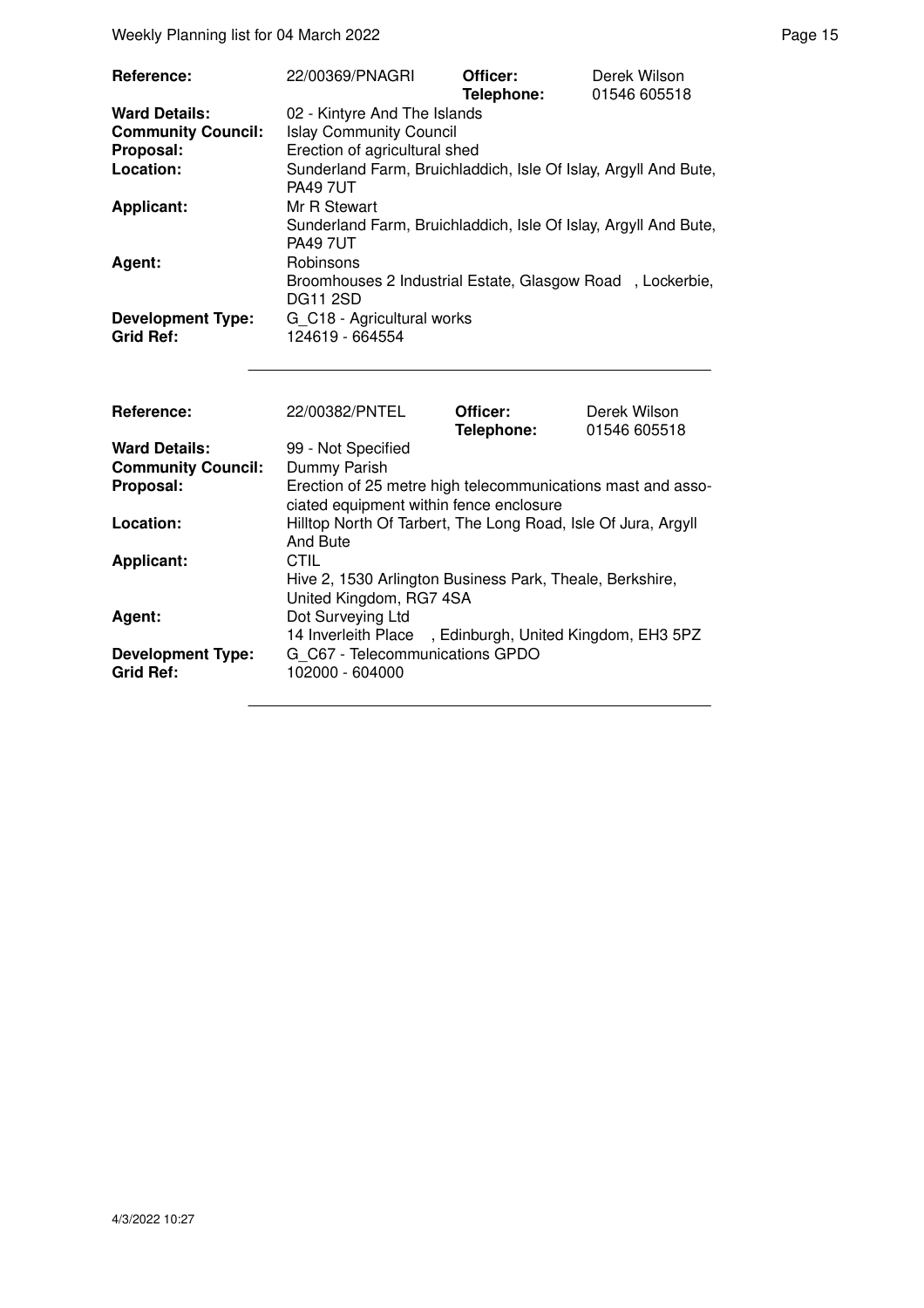| | | | |
|---|---|---|---|
| **Reference:** | 22/00369/PNAGRI | **Officer:** **Telephone:** | Derek Wilson 01546 605518 |
| **Ward Details:** | 02 - Kintyre And The Islands | | |
| **Community Council:** | Islay Community Council | | |
| **Proposal:** | Erection of agricultural shed | | |
| **Location:** | Sunderland Farm, Bruichladdich, Isle Of Islay, Argyll And Bute, PA49 7UT | | |
| **Applicant:** | Mr R Stewart Sunderland Farm, Bruichladdich, Isle Of Islay, Argyll And Bute, PA49 7UT | | |
| **Agent:** | Robinsons Broomhouses 2 Industrial Estate, Glasgow Road , Lockerbie, DG11 2SD | | |
| **Development Type:** | G_C18 - Agricultural works | | |
| **Grid Ref:** | 124619 - 664554 | | |

| | | | |
|---|---|---|---|
| **Reference:** | 22/00382/PNTEL | **Officer:** **Telephone:** | Derek Wilson 01546 605518 |
| **Ward Details:** | 99 - Not Specified | | |
| **Community Council:** | Dummy Parish | | |
| **Proposal:** | Erection of 25 metre high telecommunications mast and associated equipment within fence enclosure | | |
| **Location:** | Hilltop North Of Tarbert, The Long Road, Isle Of Jura, Argyll And Bute | | |
| **Applicant:** | CTIL Hive 2, 1530 Arlington Business Park, Theale, Berkshire, United Kingdom, RG7 4SA | | |
| **Agent:** | Dot Surveying Ltd 14 Inverleith Place , Edinburgh, United Kingdom, EH3 5PZ | | |
| **Development Type:** | G_C67 - Telecommunications GPDO | | |
| **Grid Ref:** | 102000 - 604000 | | |

4/3/2022 10:27